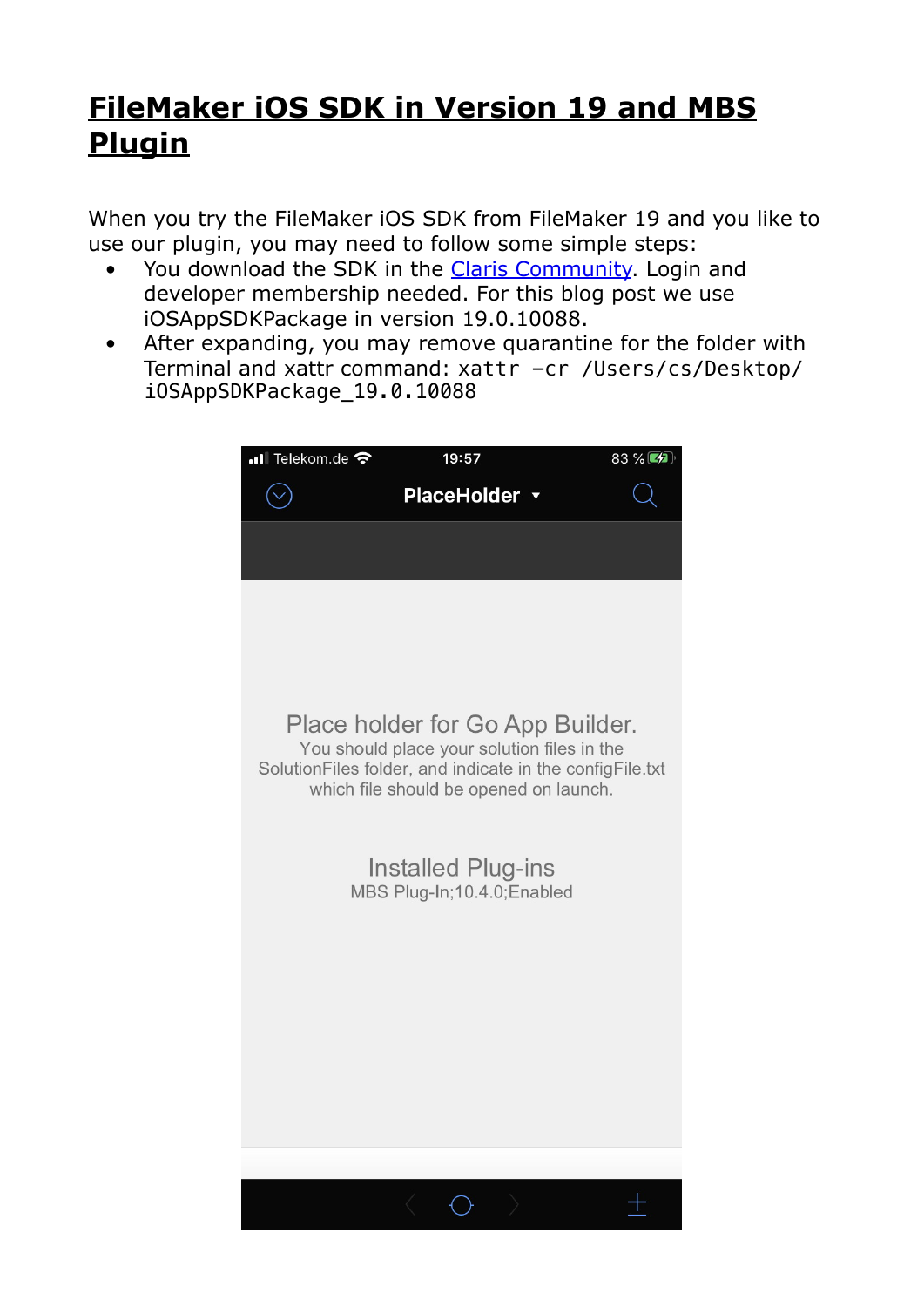# FileMaker iOS SDK in Version 19 and MBS Plugin

When you try the FileMaker iOS SDK from FileMaker 19 and you like to use our plugin, you may need to follow some simple steps:

- You download the SDK in the Claris Community. Login and developer membership needed. For this blog post we use iOSAppSDKPackage in version 19.0.10088.
- After expanding, you may remove quarantine for the folder with Terminal and xattr command: `xattr -cr /Users/cs/Desktop/iOSAppSDKPackage_19.0.10088`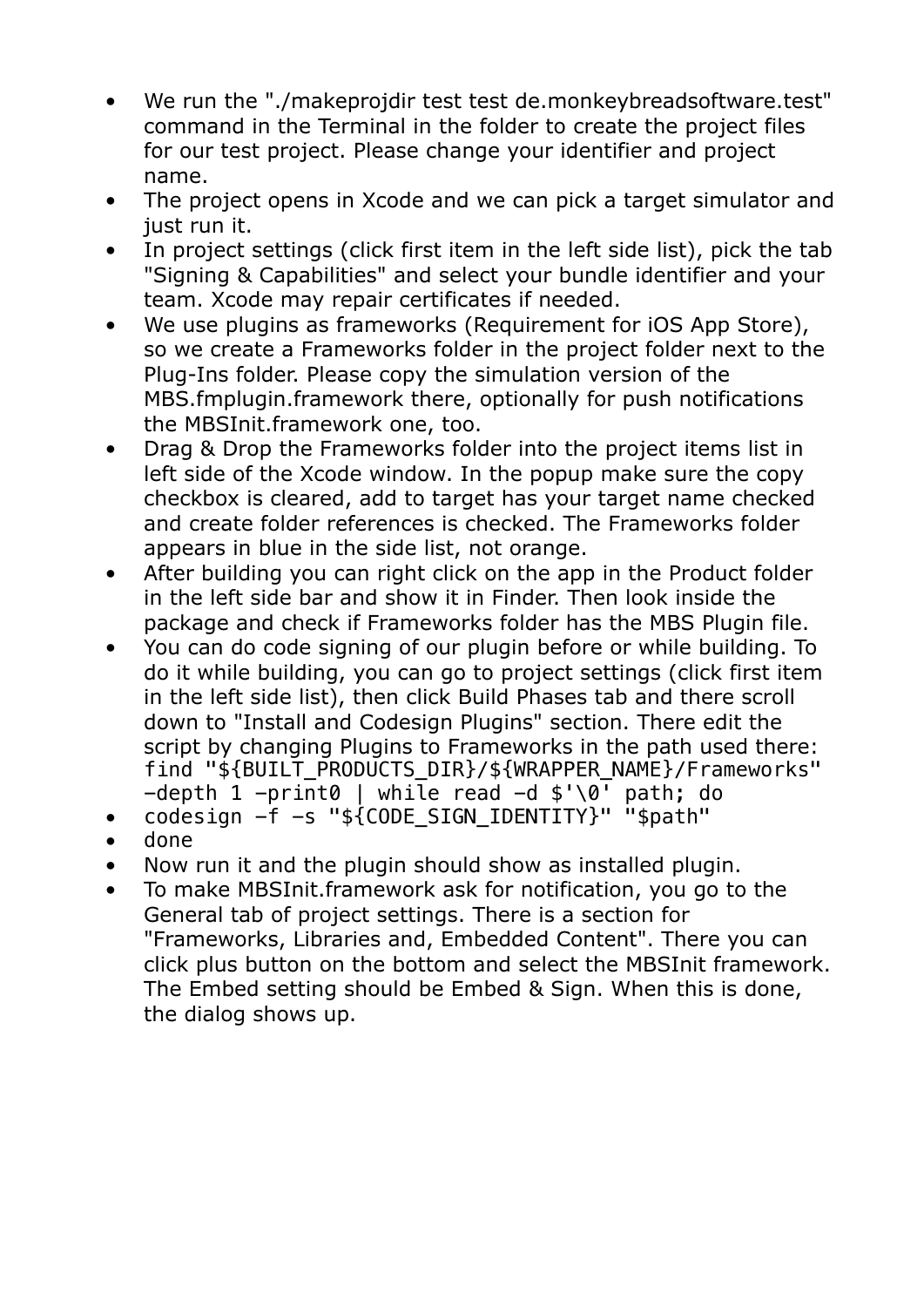- We run the "./makeprojdir test test de.monkeybreadsoftware.test" command in the Terminal in the folder to create the project files for our test project. Please change your identifier and project name.
- The project opens in Xcode and we can pick a target simulator and just run it.
- In project settings (click first item in the left side list), pick the tab "Signing & Capabilities" and select your bundle identifier and your team. Xcode may repair certificates if needed.
- We use plugins as frameworks (Requirement for iOS App Store), so we create a Frameworks folder in the project folder next to the Plug-Ins folder. Please copy the simulation version of the MBS.fmplugin.framework there, optionally for push notifications the MBSInit.framework one, too.
- Drag & Drop the Frameworks folder into the project items list in left side of the Xcode window. In the popup make sure the copy checkbox is cleared, add to target has your target name checked and create folder references is checked. The Frameworks folder appears in blue in the side list, not orange.
- After building you can right click on the app in the Product folder in the left side bar and show it in Finder. Then look inside the package and check if Frameworks folder has the MBS Plugin file.
- You can do code signing of our plugin before or while building. To do it while building, you can go to project settings (click first item in the left side list), then click Build Phases tab and there scroll down to "Install and Codesign Plugins" section. There edit the script by changing Plugins to Frameworks in the path used there: `find "${BUILT_PRODUCTS_DIR}/${WRAPPER_NAME}/Frameworks" -depth 1 -print0 | while read -d $'\0' path; do`
- `codesign -f -s "${CODE_SIGN_IDENTITY}" "$path"`
- `done`
- Now run it and the plugin should show as installed plugin.
- To make MBSInit.framework ask for notification, you go to the General tab of project settings. There is a section for "Frameworks, Libraries and, Embedded Content". There you can click plus button on the bottom and select the MBSInit framework. The Embed setting should be Embed & Sign. When this is done, the dialog shows up.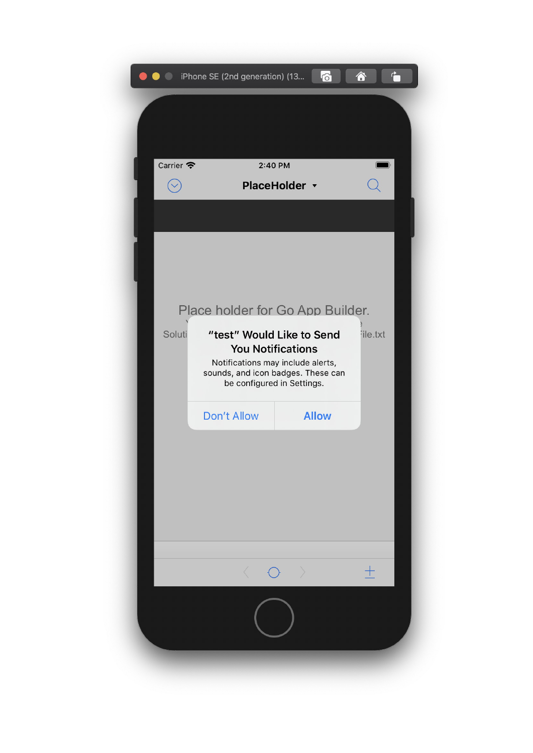iPhone SE (2nd generation) (13...

Carrier 2:40 PM

PlaceHolder

Place holder for Go App Builder.

Soluti ... File.txt

"test" Would Like to Send You Notifications

Notifications may include alerts, sounds, and icon badges. These can be configured in Settings.

Don't Allow | Allow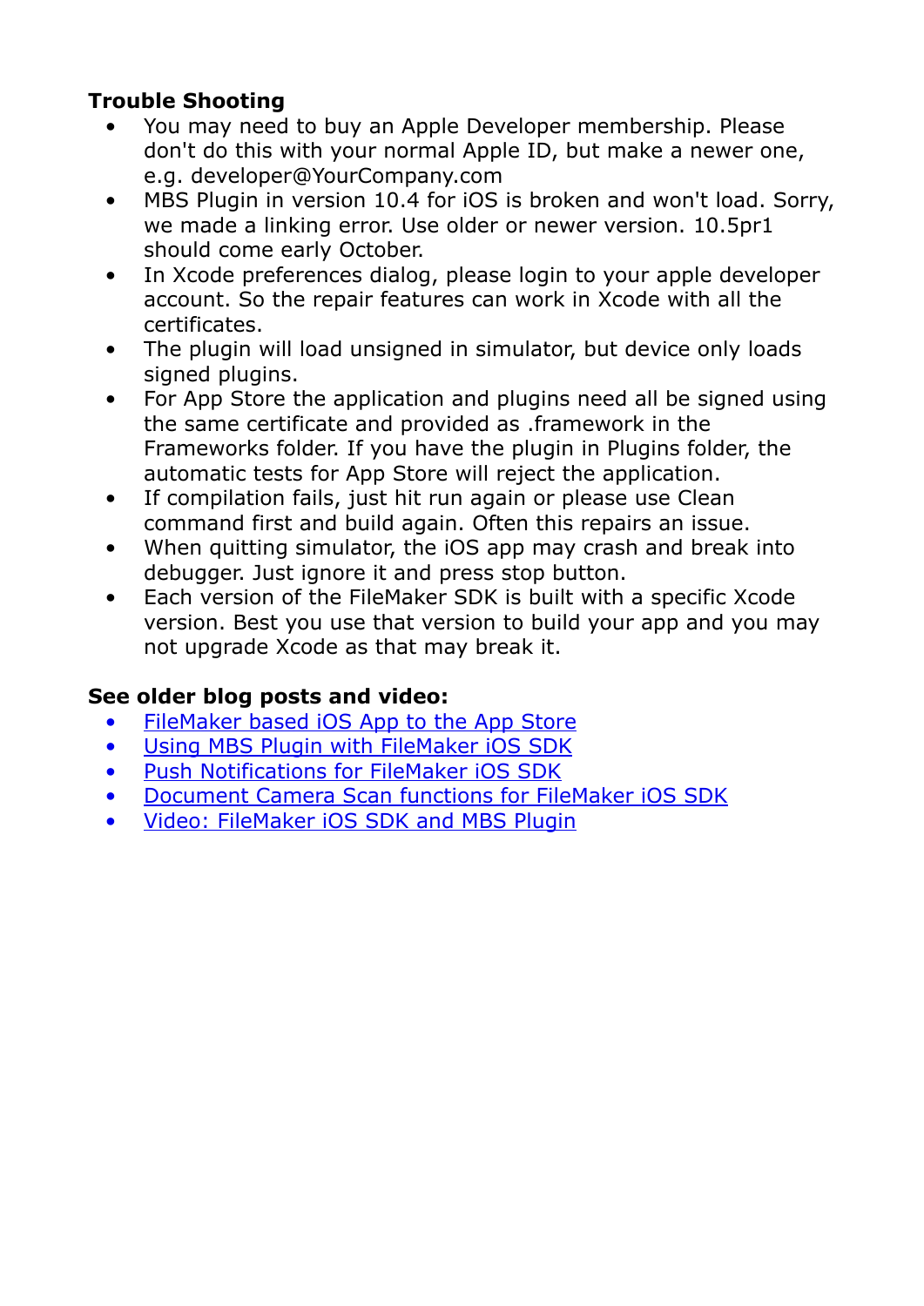**Trouble Shooting**

- You may need to buy an Apple Developer membership. Please don't do this with your normal Apple ID, but make a newer one, e.g. developer@YourCompany.com
- MBS Plugin in version 10.4 for iOS is broken and won't load. Sorry, we made a linking error. Use older or newer version. 10.5pr1 should come early October.
- In Xcode preferences dialog, please login to your apple developer account. So the repair features can work in Xcode with all the certificates.
- The plugin will load unsigned in simulator, but device only loads signed plugins.
- For App Store the application and plugins need all be signed using the same certificate and provided as .framework in the Frameworks folder. If you have the plugin in Plugins folder, the automatic tests for App Store will reject the application.
- If compilation fails, just hit run again or please use Clean command first and build again. Often this repairs an issue.
- When quitting simulator, the iOS app may crash and break into debugger. Just ignore it and press stop button.
- Each version of the FileMaker SDK is built with a specific Xcode version. Best you use that version to build your app and you may not upgrade Xcode as that may break it.

**See older blog posts and video:**

- FileMaker based iOS App to the App Store
- Using MBS Plugin with FileMaker iOS SDK
- Push Notifications for FileMaker iOS SDK
- Document Camera Scan functions for FileMaker iOS SDK
- Video: FileMaker iOS SDK and MBS Plugin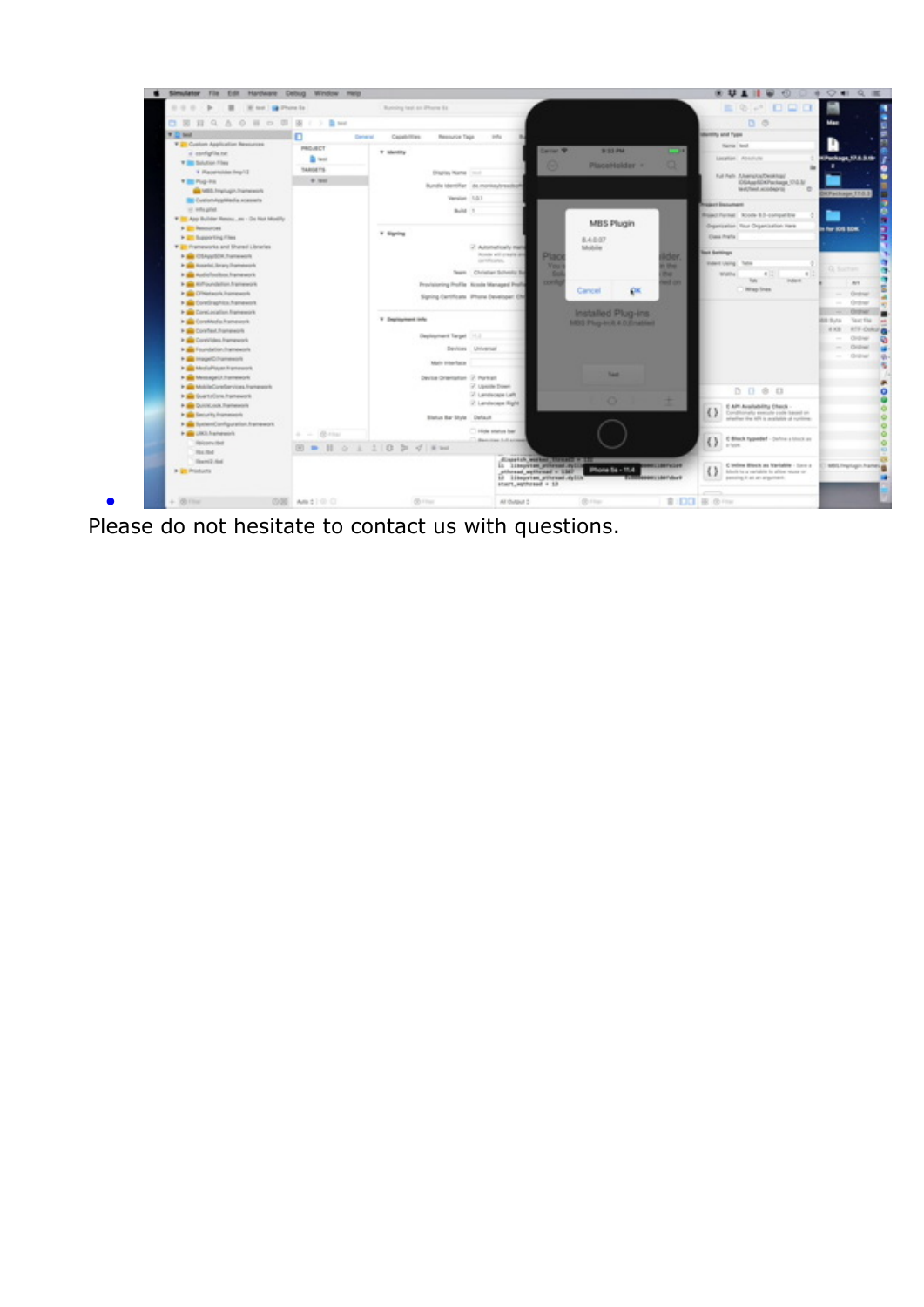Please do not hesitate to contact us with questions.